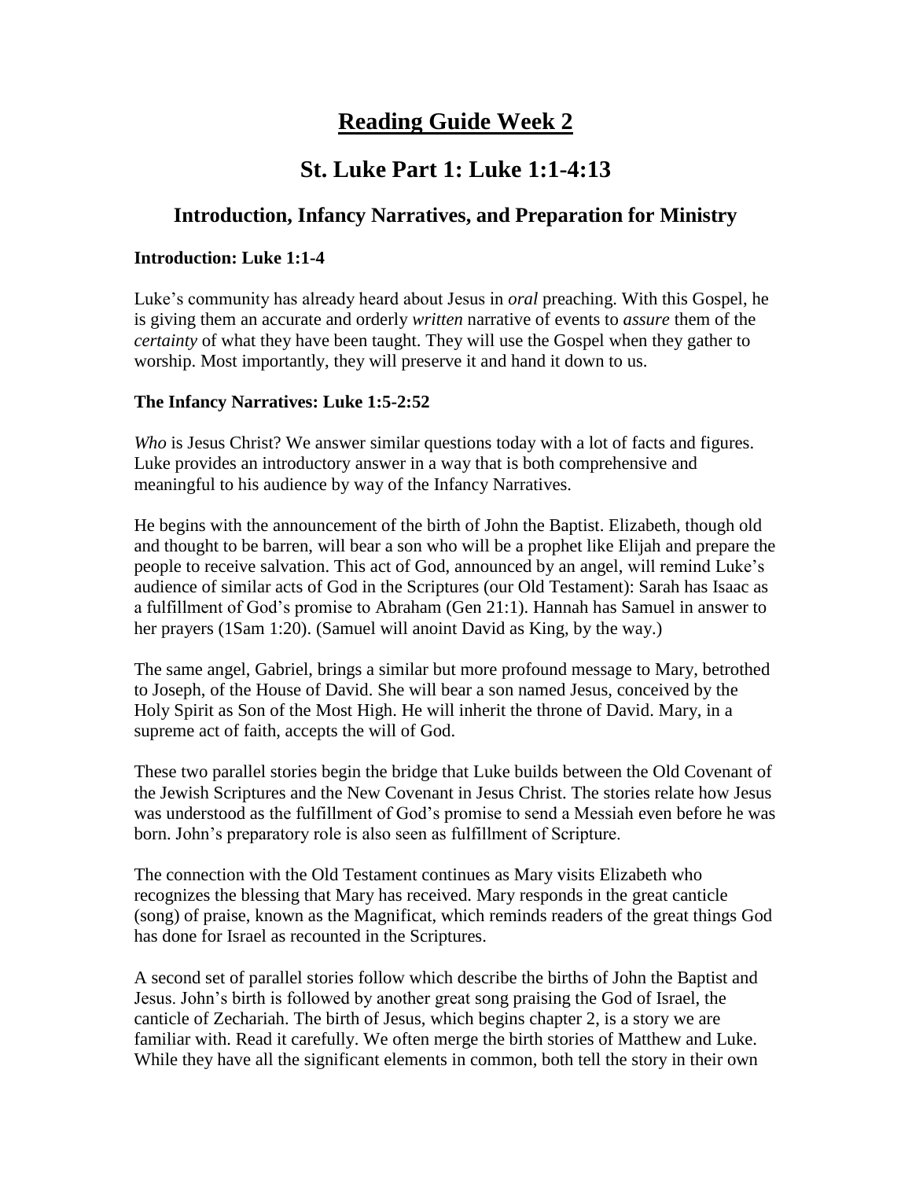# Reading Guide Week 2

## St. Luke Part 1: Luke 1:1-4:13

### Introduction, Infancy Narratives, and Preparation for Ministry

**Introduction: Luke 1:1-4**

Luke's community has already heard about Jesus in *oral* preaching. With this Gospel, he is giving them an accurate and orderly *written* narrative of events to *assure* them of the *certainty* of what they have been taught. They will use the Gospel when they gather to worship. Most importantly, they will preserve it and hand it down to us.

**The Infancy Narratives: Luke 1:5-2:52**

*Who* is Jesus Christ? We answer similar questions today with a lot of facts and figures. Luke provides an introductory answer in a way that is both comprehensive and meaningful to his audience by way of the Infancy Narratives.

He begins with the announcement of the birth of John the Baptist. Elizabeth, though old and thought to be barren, will bear a son who will be a prophet like Elijah and prepare the people to receive salvation. This act of God, announced by an angel, will remind Luke's audience of similar acts of God in the Scriptures (our Old Testament): Sarah has Isaac as a fulfillment of God's promise to Abraham (Gen 21:1). Hannah has Samuel in answer to her prayers (1Sam 1:20). (Samuel will anoint David as King, by the way.)

The same angel, Gabriel, brings a similar but more profound message to Mary, betrothed to Joseph, of the House of David. She will bear a son named Jesus, conceived by the Holy Spirit as Son of the Most High. He will inherit the throne of David. Mary, in a supreme act of faith, accepts the will of God.

These two parallel stories begin the bridge that Luke builds between the Old Covenant of the Jewish Scriptures and the New Covenant in Jesus Christ. The stories relate how Jesus was understood as the fulfillment of God's promise to send a Messiah even before he was born. John's preparatory role is also seen as fulfillment of Scripture.

The connection with the Old Testament continues as Mary visits Elizabeth who recognizes the blessing that Mary has received. Mary responds in the great canticle (song) of praise, known as the Magnificat, which reminds readers of the great things God has done for Israel as recounted in the Scriptures.

A second set of parallel stories follow which describe the births of John the Baptist and Jesus. John's birth is followed by another great song praising the God of Israel, the canticle of Zechariah. The birth of Jesus, which begins chapter 2, is a story we are familiar with. Read it carefully. We often merge the birth stories of Matthew and Luke. While they have all the significant elements in common, both tell the story in their own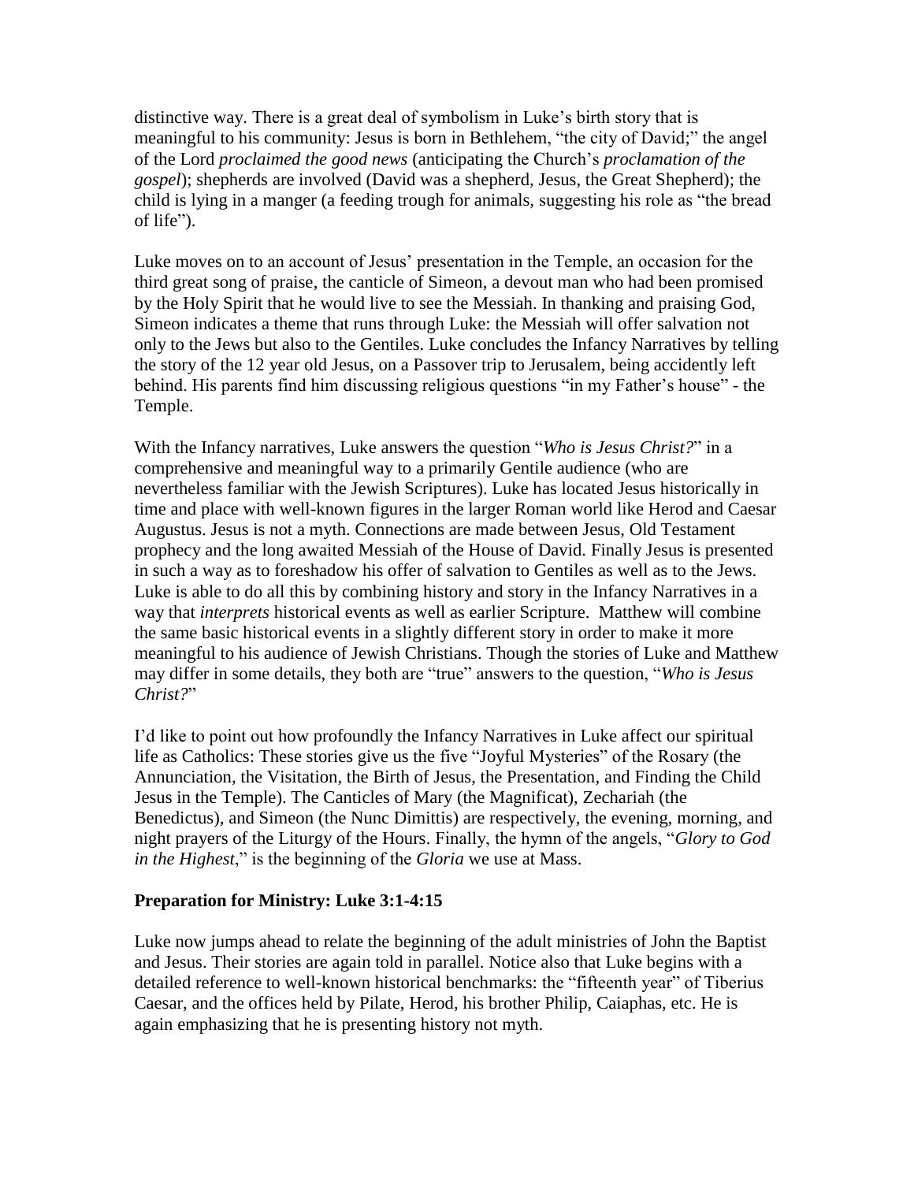distinctive way. There is a great deal of symbolism in Luke's birth story that is meaningful to his community: Jesus is born in Bethlehem, "the city of David;" the angel of the Lord *proclaimed the good news* (anticipating the Church's *proclamation of the gospel*); shepherds are involved (David was a shepherd, Jesus, the Great Shepherd); the child is lying in a manger (a feeding trough for animals, suggesting his role as "the bread of life").

Luke moves on to an account of Jesus' presentation in the Temple, an occasion for the third great song of praise, the canticle of Simeon, a devout man who had been promised by the Holy Spirit that he would live to see the Messiah. In thanking and praising God, Simeon indicates a theme that runs through Luke: the Messiah will offer salvation not only to the Jews but also to the Gentiles. Luke concludes the Infancy Narratives by telling the story of the 12 year old Jesus, on a Passover trip to Jerusalem, being accidently left behind. His parents find him discussing religious questions "in my Father's house" - the Temple.

With the Infancy narratives, Luke answers the question "*Who is Jesus Christ?*" in a comprehensive and meaningful way to a primarily Gentile audience (who are nevertheless familiar with the Jewish Scriptures). Luke has located Jesus historically in time and place with well-known figures in the larger Roman world like Herod and Caesar Augustus. Jesus is not a myth. Connections are made between Jesus, Old Testament prophecy and the long awaited Messiah of the House of David. Finally Jesus is presented in such a way as to foreshadow his offer of salvation to Gentiles as well as to the Jews. Luke is able to do all this by combining history and story in the Infancy Narratives in a way that *interprets* historical events as well as earlier Scripture. Matthew will combine the same basic historical events in a slightly different story in order to make it more meaningful to his audience of Jewish Christians. Though the stories of Luke and Matthew may differ in some details, they both are "true" answers to the question, "*Who is Jesus Christ?*"

I'd like to point out how profoundly the Infancy Narratives in Luke affect our spiritual life as Catholics: These stories give us the five "Joyful Mysteries" of the Rosary (the Annunciation, the Visitation, the Birth of Jesus, the Presentation, and Finding the Child Jesus in the Temple). The Canticles of Mary (the Magnificat), Zechariah (the Benedictus), and Simeon (the Nunc Dimittis) are respectively, the evening, morning, and night prayers of the Liturgy of the Hours. Finally, the hymn of the angels, "*Glory to God in the Highest*," is the beginning of the *Gloria* we use at Mass.

**Preparation for Ministry: Luke 3:1-4:15**

Luke now jumps ahead to relate the beginning of the adult ministries of John the Baptist and Jesus. Their stories are again told in parallel. Notice also that Luke begins with a detailed reference to well-known historical benchmarks: the "fifteenth year" of Tiberius Caesar, and the offices held by Pilate, Herod, his brother Philip, Caiaphas, etc. He is again emphasizing that he is presenting history not myth.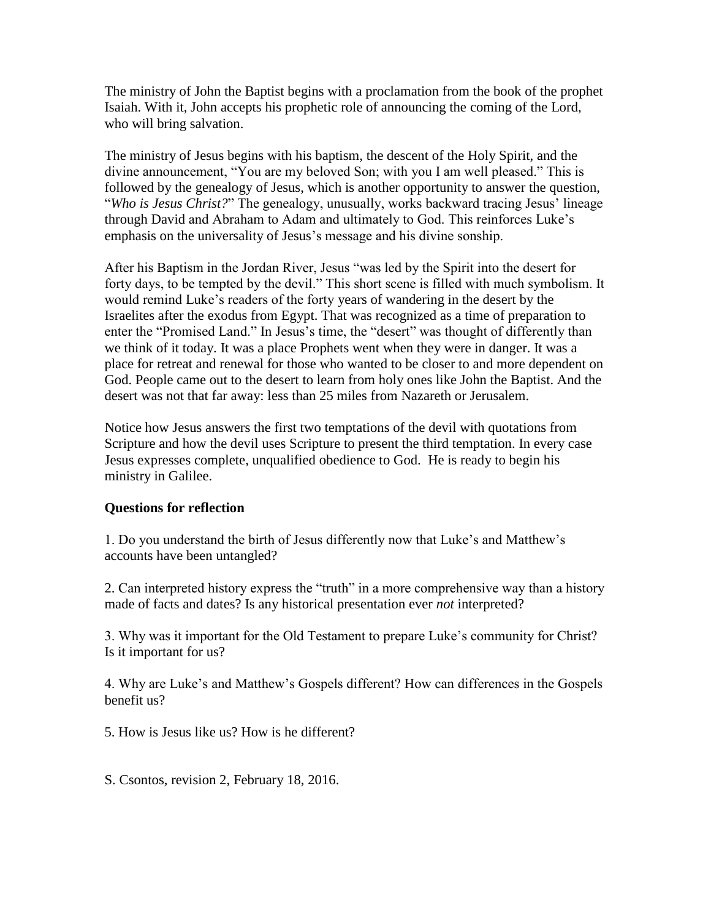The ministry of John the Baptist begins with a proclamation from the book of the prophet Isaiah. With it, John accepts his prophetic role of announcing the coming of the Lord, who will bring salvation.

The ministry of Jesus begins with his baptism, the descent of the Holy Spirit, and the divine announcement, "You are my beloved Son; with you I am well pleased." This is followed by the genealogy of Jesus, which is another opportunity to answer the question, "*Who is Jesus Christ?*" The genealogy, unusually, works backward tracing Jesus' lineage through David and Abraham to Adam and ultimately to God. This reinforces Luke's emphasis on the universality of Jesus's message and his divine sonship.

After his Baptism in the Jordan River, Jesus "was led by the Spirit into the desert for forty days, to be tempted by the devil." This short scene is filled with much symbolism. It would remind Luke's readers of the forty years of wandering in the desert by the Israelites after the exodus from Egypt. That was recognized as a time of preparation to enter the "Promised Land." In Jesus's time, the "desert" was thought of differently than we think of it today. It was a place Prophets went when they were in danger. It was a place for retreat and renewal for those who wanted to be closer to and more dependent on God. People came out to the desert to learn from holy ones like John the Baptist. And the desert was not that far away: less than 25 miles from Nazareth or Jerusalem.

Notice how Jesus answers the first two temptations of the devil with quotations from Scripture and how the devil uses Scripture to present the third temptation. In every case Jesus expresses complete, unqualified obedience to God. He is ready to begin his ministry in Galilee.

**Questions for reflection**

1. Do you understand the birth of Jesus differently now that Luke's and Matthew's accounts have been untangled?

2. Can interpreted history express the "truth" in a more comprehensive way than a history made of facts and dates? Is any historical presentation ever *not* interpreted?

3. Why was it important for the Old Testament to prepare Luke's community for Christ? Is it important for us?

4. Why are Luke's and Matthew's Gospels different? How can differences in the Gospels benefit us?

5. How is Jesus like us? How is he different?

S. Csontos, revision 2, February 18, 2016.